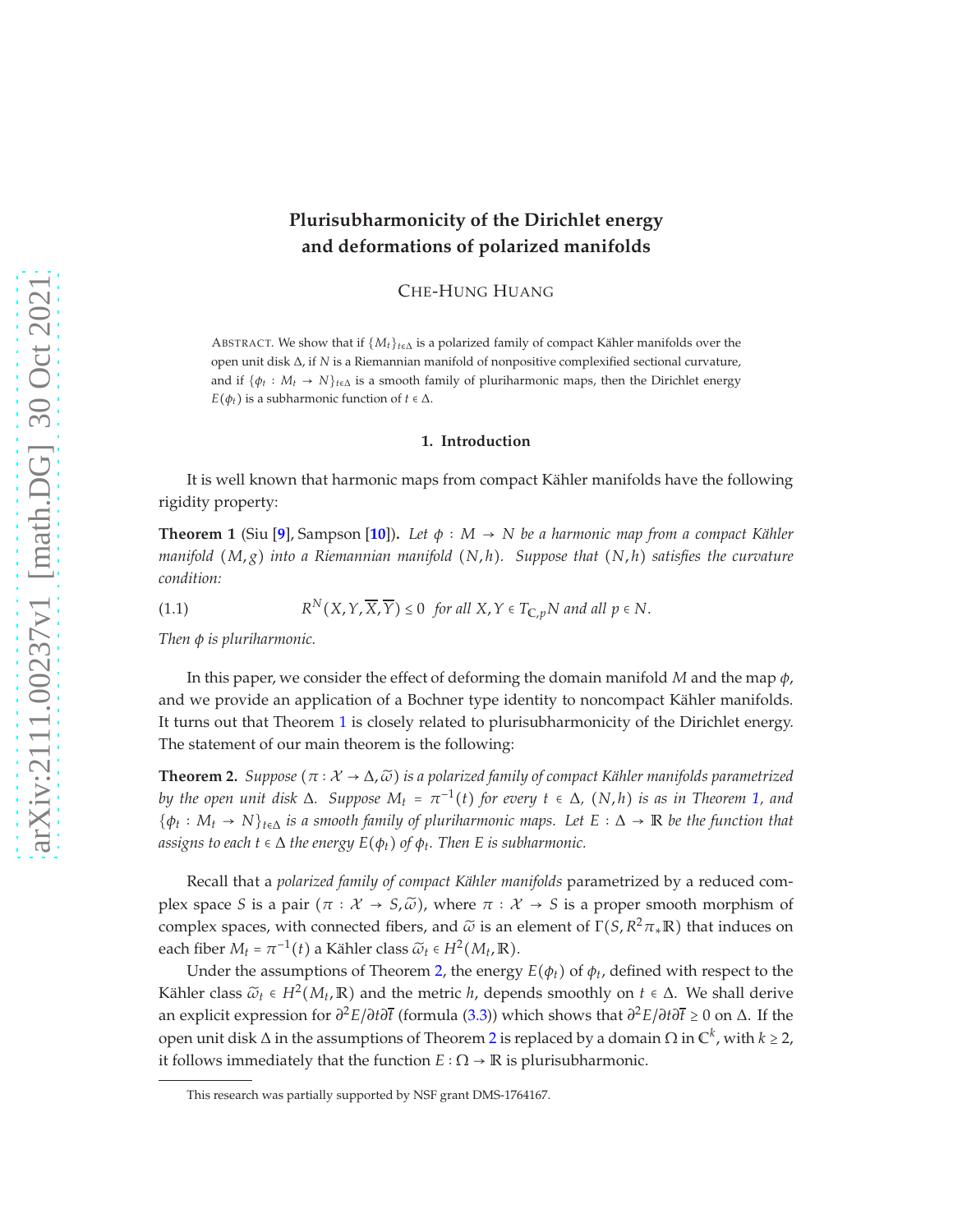# Plurisubharmonicity of the Dirichlet energy and deformations of polarized manifolds

CHE-HUNG HUANG

ABSTRACT. We show that if $\{M_t\}_{t\in\Delta}$ is a polarized family of compact Kähler manifolds over the open unit disk $\Delta$, if $N$ is a Riemannian manifold of nonpositive complexified sectional curvature, and if $\{\phi_t : M_t \to N\}_{t\in\Delta}$ is a smooth family of pluriharmonic maps, then the Dirichlet energy $E(\phi_t)$ is a subharmonic function of $t \in \Delta$.

## 1. Introduction

It is well known that harmonic maps from compact Kähler manifolds have the following rigidity property:

**Theorem 1** (Siu [9], Sampson [10])**.** *Let $\phi : M \to N$ be a harmonic map from a compact Kähler manifold $(M, g)$ into a Riemannian manifold $(N, h)$. Suppose that $(N, h)$ satisfies the curvature condition:*

$$R^N(X, Y, \overline{X}, \overline{Y}) \leq 0 \quad \text{for all } X, Y \in T_{\mathbb{C},p}N \text{ and all } p \in N. \tag{1.1}$$

*Then $\phi$ is pluriharmonic.*

In this paper, we consider the effect of deforming the domain manifold $M$ and the map $\phi$, and we provide an application of a Bochner type identity to noncompact Kähler manifolds. It turns out that Theorem 1 is closely related to plurisubharmonicity of the Dirichlet energy. The statement of our main theorem is the following:

**Theorem 2.** *Suppose $(\pi : \mathcal{X} \to \Delta, \widetilde{\omega})$ is a polarized family of compact Kähler manifolds parametrized by the open unit disk $\Delta$. Suppose $M_t = \pi^{-1}(t)$ for every $t \in \Delta$, $(N, h)$ is as in Theorem 1, and $\{\phi_t : M_t \to N\}_{t\in\Delta}$ is a smooth family of pluriharmonic maps. Let $E : \Delta \to \mathbb{R}$ be the function that assigns to each $t \in \Delta$ the energy $E(\phi_t)$ of $\phi_t$. Then $E$ is subharmonic.*

Recall that a *polarized family of compact Kähler manifolds* parametrized by a reduced complex space $S$ is a pair $(\pi : \mathcal{X} \to S, \widetilde{\omega})$, where $\pi : \mathcal{X} \to S$ is a proper smooth morphism of complex spaces, with connected fibers, and $\widetilde{\omega}$ is an element of $\Gamma(S, R^2\pi_*\mathbb{R})$ that induces on each fiber $M_t = \pi^{-1}(t)$ a Kähler class $\widetilde{\omega}_t \in H^2(M_t, \mathbb{R})$.

Under the assumptions of Theorem 2, the energy $E(\phi_t)$ of $\phi_t$, defined with respect to the Kähler class $\widetilde{\omega}_t \in H^2(M_t, \mathbb{R})$ and the metric $h$, depends smoothly on $t \in \Delta$. We shall derive an explicit expression for $\partial^2 E/\partial t\partial\overline{t}$ (formula (3.3)) which shows that $\partial^2 E/\partial t\partial\overline{t} \geq 0$ on $\Delta$. If the open unit disk $\Delta$ in the assumptions of Theorem 2 is replaced by a domain $\Omega$ in $\mathbb{C}^k$, with $k \geq 2$, it follows immediately that the function $E : \Omega \to \mathbb{R}$ is plurisubharmonic.

This research was partially supported by NSF grant DMS-1764167.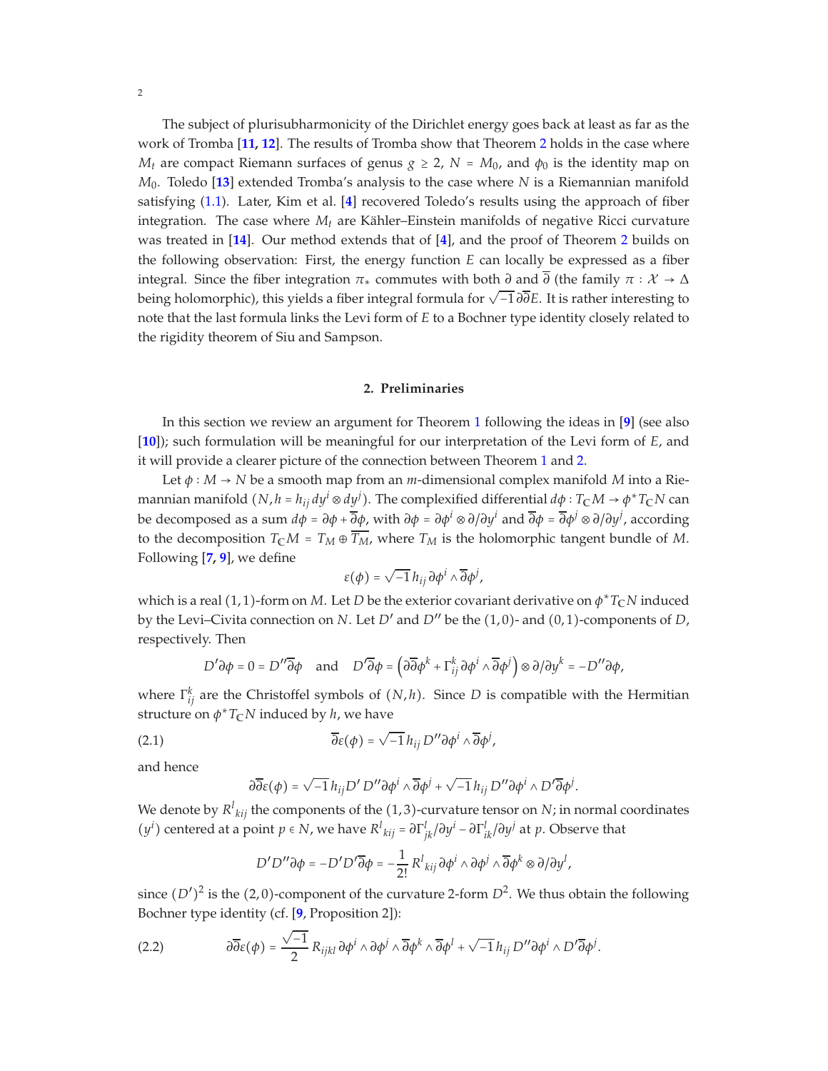The subject of plurisubharmonicity of the Dirichlet energy goes back at least as far as the work of Tromba [11, 12]. The results of Tromba show that Theorem 2 holds in the case where $M_t$ are compact Riemann surfaces of genus $g \geq 2$, $N = M_0$, and $\phi_0$ is the identity map on $M_0$. Toledo [13] extended Tromba's analysis to the case where $N$ is a Riemannian manifold satisfying (1.1). Later, Kim et al. [4] recovered Toledo's results using the approach of fiber integration. The case where $M_t$ are Kähler–Einstein manifolds of negative Ricci curvature was treated in [14]. Our method extends that of [4], and the proof of Theorem 2 builds on the following observation: First, the energy function $E$ can locally be expressed as a fiber integral. Since the fiber integration $\pi_*$ commutes with both $\partial$ and $\overline{\partial}$ (the family $\pi : \mathcal{X} \to \Delta$ being holomorphic), this yields a fiber integral formula for $\sqrt{-1}\,\partial\overline{\partial}E$. It is rather interesting to note that the last formula links the Levi form of $E$ to a Bochner type identity closely related to the rigidity theorem of Siu and Sampson.

## 2. Preliminaries

In this section we review an argument for Theorem 1 following the ideas in [9] (see also [10]); such formulation will be meaningful for our interpretation of the Levi form of $E$, and it will provide a clearer picture of the connection between Theorem 1 and 2.

Let $\phi : M \to N$ be a smooth map from an $m$-dimensional complex manifold $M$ into a Riemannian manifold $(N, h = h_{ij}\, dy^i \otimes dy^j)$. The complexified differential $d\phi : T_{\mathbb{C}}M \to \phi^* T_{\mathbb{C}}N$ can be decomposed as a sum $d\phi = \partial\phi + \overline{\partial}\phi$, with $\partial\phi = \partial\phi^i \otimes \partial/\partial y^i$ and $\overline{\partial}\phi = \overline{\partial}\phi^j \otimes \partial/\partial y^j$, according to the decomposition $T_{\mathbb{C}}M = T_M \oplus \overline{T_M}$, where $T_M$ is the holomorphic tangent bundle of $M$. Following [7, 9], we define

$$\varepsilon(\phi) = \sqrt{-1}\, h_{ij}\, \partial\phi^i \wedge \overline{\partial}\phi^j,$$

which is a real $(1,1)$-form on $M$. Let $D$ be the exterior covariant derivative on $\phi^* T_{\mathbb{C}}N$ induced by the Levi–Civita connection on $N$. Let $D'$ and $D''$ be the $(1,0)$- and $(0,1)$-components of $D$, respectively. Then

$$D'\partial\phi = 0 = D''\overline{\partial}\phi \quad \text{and} \quad D'\overline{\partial}\phi = \left(\partial\overline{\partial}\phi^k + \Gamma^k_{ij}\, \partial\phi^i \wedge \overline{\partial}\phi^j\right) \otimes \partial/\partial y^k = -D''\partial\phi,$$

where $\Gamma^k_{ij}$ are the Christoffel symbols of $(N, h)$. Since $D$ is compatible with the Hermitian structure on $\phi^* T_{\mathbb{C}}N$ induced by $h$, we have

$$\overline{\partial}\varepsilon(\phi) = \sqrt{-1}\, h_{ij}\, D''\partial\phi^i \wedge \overline{\partial}\phi^j, \tag{2.1}$$

and hence

$$\partial\overline{\partial}\varepsilon(\phi) = \sqrt{-1}\, h_{ij} D'\, D''\partial\phi^i \wedge \overline{\partial}\phi^j + \sqrt{-1}\, h_{ij}\, D''\partial\phi^i \wedge D'\overline{\partial}\phi^j.$$

We denote by $R^l{}_{kij}$ the components of the $(1,3)$-curvature tensor on $N$; in normal coordinates $(y^i)$ centered at a point $p \in N$, we have $R^l{}_{kij} = \partial\Gamma^l_{jk}/\partial y^i - \partial\Gamma^l_{ik}/\partial y^j$ at $p$. Observe that

$$D' D''\partial\phi = -D' D'\overline{\partial}\phi = -\frac{1}{2!}\, R^l{}_{kij}\, \partial\phi^i \wedge \partial\phi^j \wedge \overline{\partial}\phi^k \otimes \partial/\partial y^l,$$

since $(D')^2$ is the $(2,0)$-component of the curvature 2-form $D^2$. We thus obtain the following Bochner type identity (cf. [9, Proposition 2]):

$$\partial\overline{\partial}\varepsilon(\phi) = \frac{\sqrt{-1}}{2}\, R_{ijkl}\, \partial\phi^i \wedge \partial\phi^j \wedge \overline{\partial}\phi^k \wedge \overline{\partial}\phi^l + \sqrt{-1}\, h_{ij}\, D''\partial\phi^i \wedge D'\overline{\partial}\phi^j. \tag{2.2}$$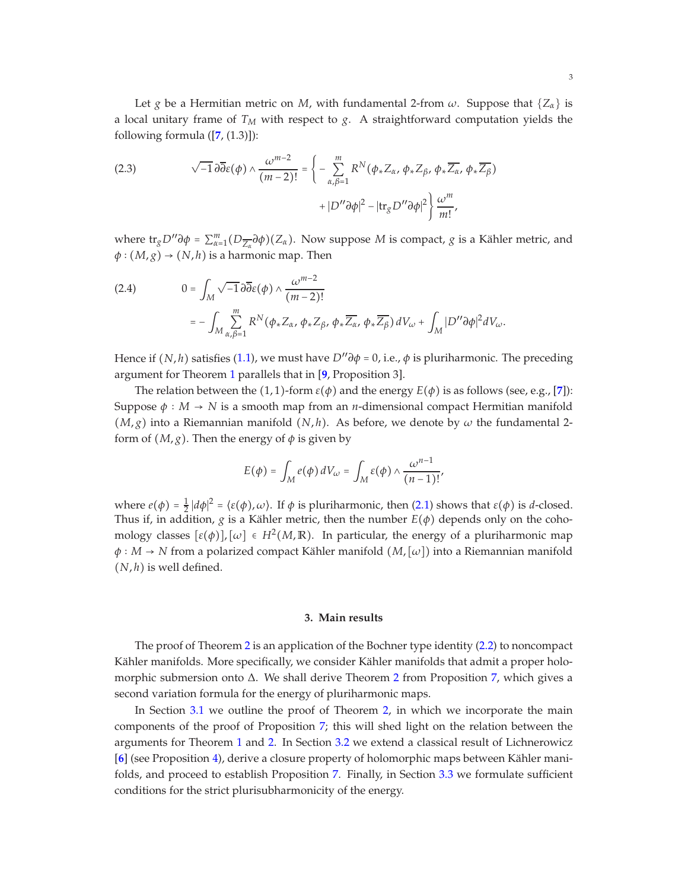Let $g$ be a Hermitian metric on $M$, with fundamental 2-from $\omega$. Suppose that $\{Z_\alpha\}$ is a local unitary frame of $T_M$ with respect to $g$. A straightforward computation yields the following formula ([7, (1.3)]):

$$
\sqrt{-1}\,\partial\overline{\partial}\varepsilon(\phi)\wedge\frac{\omega^{m-2}}{(m-2)!} = \Big\{ -\sum_{\alpha,\beta=1}^{m} R^N(\phi_* Z_\alpha, \phi_* Z_\beta, \phi_* \overline{Z_\alpha}, \phi_* \overline{Z_\beta}) + |D''\partial\phi|^2 - |\mathrm{tr}_g D''\partial\phi|^2 \Big\} \frac{\omega^m}{m!}, \tag{2.3}
$$

where $\mathrm{tr}_g D''\partial\phi = \sum_{\alpha=1}^m (D_{\overline{Z_\alpha}}\partial\phi)(Z_\alpha)$. Now suppose $M$ is compact, $g$ is a Kähler metric, and $\phi : (M, g) \to (N, h)$ is a harmonic map. Then

$$
\begin{aligned}
0 &= \int_M \sqrt{-1}\,\partial\overline{\partial}\varepsilon(\phi)\wedge\frac{\omega^{m-2}}{(m-2)!} \\
&= -\int_M \sum_{\alpha,\beta=1}^{m} R^N(\phi_* Z_\alpha, \phi_* Z_\beta, \phi_* \overline{Z_\alpha}, \phi_* \overline{Z_\beta})\, dV_\omega + \int_M |D''\partial\phi|^2 dV_\omega.
\end{aligned} \tag{2.4}
$$

Hence if $(N, h)$ satisfies (1.1), we must have $D''\partial\phi = 0$, i.e., $\phi$ is pluriharmonic. The preceding argument for Theorem 1 parallels that in [9, Proposition 3].

The relation between the $(1,1)$-form $\varepsilon(\phi)$ and the energy $E(\phi)$ is as follows (see, e.g., [7]): Suppose $\phi : M \to N$ is a smooth map from an $n$-dimensional compact Hermitian manifold $(M, g)$ into a Riemannian manifold $(N, h)$. As before, we denote by $\omega$ the fundamental 2-form of $(M, g)$. Then the energy of $\phi$ is given by

$$
E(\phi) = \int_M e(\phi)\, dV_\omega = \int_M \varepsilon(\phi)\wedge\frac{\omega^{n-1}}{(n-1)!},
$$

where $e(\phi) = \frac{1}{2}|d\phi|^2 = \langle \varepsilon(\phi), \omega\rangle$. If $\phi$ is pluriharmonic, then (2.1) shows that $\varepsilon(\phi)$ is $d$-closed. Thus if, in addition, $g$ is a Kähler metric, then the number $E(\phi)$ depends only on the cohomology classes $[\varepsilon(\phi)], [\omega] \in H^2(M, \mathbb{R})$. In particular, the energy of a pluriharmonic map $\phi : M \to N$ from a polarized compact Kähler manifold $(M, [\omega])$ into a Riemannian manifold $(N, h)$ is well defined.

## 3. Main results

The proof of Theorem 2 is an application of the Bochner type identity (2.2) to noncompact Kähler manifolds. More specifically, we consider Kähler manifolds that admit a proper holomorphic submersion onto $\Delta$. We shall derive Theorem 2 from Proposition 7, which gives a second variation formula for the energy of pluriharmonic maps.

In Section 3.1 we outline the proof of Theorem 2, in which we incorporate the main components of the proof of Proposition 7; this will shed light on the relation between the arguments for Theorem 1 and 2. In Section 3.2 we extend a classical result of Lichnerowicz [6] (see Proposition 4), derive a closure property of holomorphic maps between Kähler manifolds, and proceed to establish Proposition 7. Finally, in Section 3.3 we formulate sufficient conditions for the strict plurisubharmonicity of the energy.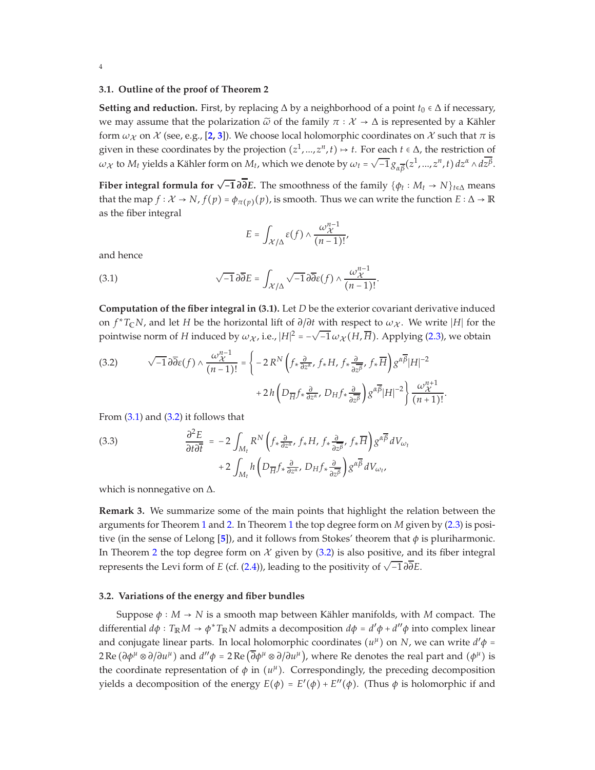### 3.1. Outline of the proof of Theorem 2

**Setting and reduction.** First, by replacing $\Delta$ by a neighborhood of a point $t_0 \in \Delta$ if necessary, we may assume that the polarization $\widetilde{\omega}$ of the family $\pi : \mathcal{X} \to \Delta$ is represented by a Kähler form $\omega_{\mathcal{X}}$ on $\mathcal{X}$ (see, e.g., [2, 3]). We choose local holomorphic coordinates on $\mathcal{X}$ such that $\pi$ is given in these coordinates by the projection $(z^1, ..., z^n, t) \mapsto t$. For each $t \in \Delta$, the restriction of $\omega_{\mathcal{X}}$ to $M_t$ yields a Kähler form on $M_t$, which we denote by $\omega_t = \sqrt{-1}\, g_{\alpha\overline{\beta}}(z^1, ..., z^n, t)\, dz^\alpha \wedge d\overline{z^\beta}$.

**Fiber integral formula for $\sqrt{-1}\,\partial\overline{\partial}E$.** The smoothness of the family $\{\phi_t : M_t \to N\}_{t\in\Delta}$ means that the map $f : \mathcal{X} \to N$, $f(p) = \phi_{\pi(p)}(p)$, is smooth. Thus we can write the function $E : \Delta \to \mathbb{R}$ as the fiber integral

$$
E = \int_{\mathcal{X}/\Delta} \varepsilon(f) \wedge \frac{\omega_{\mathcal{X}}^{n-1}}{(n-1)!},
$$

and hence

$$
\sqrt{-1}\,\partial\overline{\partial}E = \int_{\mathcal{X}/\Delta} \sqrt{-1}\,\partial\overline{\partial}\varepsilon(f) \wedge \frac{\omega_{\mathcal{X}}^{n-1}}{(n-1)!}. \tag{3.1}
$$

**Computation of the fiber integral in (3.1).** Let $D$ be the exterior covariant derivative induced on $f^*T_{\mathbb{C}}N$, and let $H$ be the horizontal lift of $\partial/\partial t$ with respect to $\omega_{\mathcal{X}}$. We write $|H|$ for the pointwise norm of $H$ induced by $\omega_{\mathcal{X}}$, i.e., $|H|^2 = -\sqrt{-1}\,\omega_{\mathcal{X}}(H, \overline{H})$. Applying (2.3), we obtain

$$
\begin{aligned}
\sqrt{-1}\,\partial\overline{\partial}\varepsilon(f) \wedge \frac{\omega_{\mathcal{X}}^{n-1}}{(n-1)!} = \Big\{ &-2\, R^N\Big(f_*\tfrac{\partial}{\partial z^\alpha}, f_*H, f_*\tfrac{\partial}{\partial \overline{z^\beta}}, f_*\overline{H}\Big) g^{\alpha\overline{\beta}} |H|^{-2} \\
&+ 2\, h\Big(D_{\overline{H}} f_*\tfrac{\partial}{\partial z^\alpha}, D_H f_*\tfrac{\partial}{\partial \overline{z^\beta}}\Big) g^{\alpha\overline{\beta}} |H|^{-2} \Big\} \frac{\omega_{\mathcal{X}}^{n+1}}{(n+1)!}.
\end{aligned} \tag{3.2}
$$

From (3.1) and (3.2) it follows that

$$
\begin{aligned}
\frac{\partial^2 E}{\partial t \partial \overline{t}} &= -2 \int_{M_t} R^N\Big(f_*\tfrac{\partial}{\partial z^\alpha}, f_*H, f_*\tfrac{\partial}{\partial \overline{z^\beta}}, f_*\overline{H}\Big) g^{\alpha\overline{\beta}}\, dV_{\omega_t} \\
&\quad + 2 \int_{M_t} h\Big(D_{\overline{H}} f_*\tfrac{\partial}{\partial z^\alpha}, D_H f_*\tfrac{\partial}{\partial \overline{z^\beta}}\Big) g^{\alpha\overline{\beta}}\, dV_{\omega_t},
\end{aligned} \tag{3.3}
$$

which is nonnegative on $\Delta$.

**Remark 3.** We summarize some of the main points that highlight the relation between the arguments for Theorem 1 and 2. In Theorem 1 the top degree form on $M$ given by (2.3) is positive (in the sense of Lelong [5]), and it follows from Stokes' theorem that $\phi$ is pluriharmonic. In Theorem 2 the top degree form on $\mathcal{X}$ given by (3.2) is also positive, and its fiber integral represents the Levi form of $E$ (cf. (2.4)), leading to the positivity of $\sqrt{-1}\,\partial\overline{\partial}E$.

### 3.2. Variations of the energy and fiber bundles

Suppose $\phi : M \to N$ is a smooth map between Kähler manifolds, with $M$ compact. The differential $d\phi : T_{\mathbb{R}}M \to \phi^*T_{\mathbb{R}}N$ admits a decomposition $d\phi = d'\phi + d''\phi$ into complex linear and conjugate linear parts. In local holomorphic coordinates $(u^\mu)$ on $N$, we can write $d'\phi = 2\,\mathrm{Re}\,(\partial\phi^\mu \otimes \partial/\partial u^\mu)$ and $d''\phi = 2\,\mathrm{Re}\,(\overline{\partial}\phi^\mu \otimes \partial/\partial u^\mu)$, where Re denotes the real part and $(\phi^\mu)$ is the coordinate representation of $\phi$ in $(u^\mu)$. Correspondingly, the preceding decomposition yields a decomposition of the energy $E(\phi) = E'(\phi) + E''(\phi)$. (Thus $\phi$ is holomorphic if and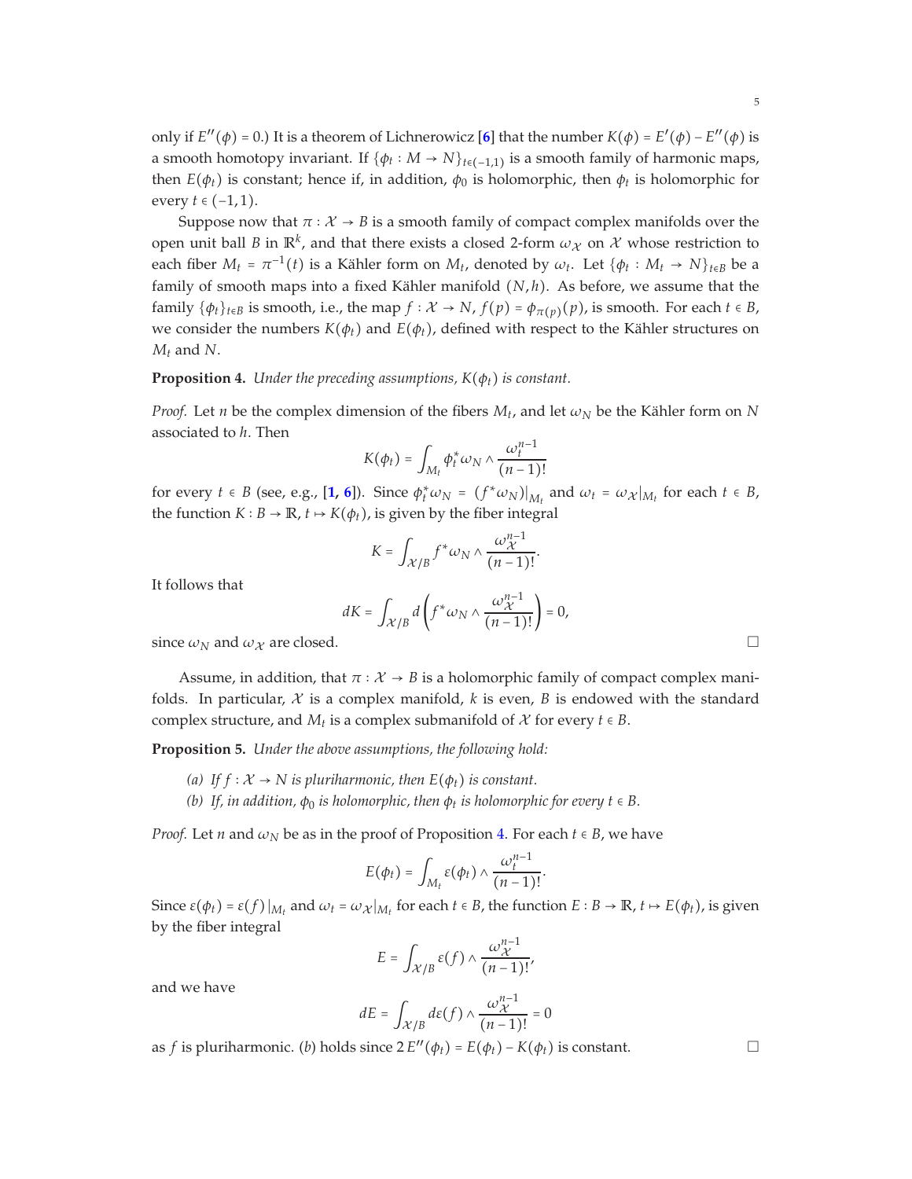only if $E''(\phi) = 0$.) It is a theorem of Lichnerowicz [6] that the number $K(\phi) = E'(\phi) - E''(\phi)$ is a smooth homotopy invariant. If $\{\phi_t : M \to N\}_{t\in(-1,1)}$ is a smooth family of harmonic maps, then $E(\phi_t)$ is constant; hence if, in addition, $\phi_0$ is holomorphic, then $\phi_t$ is holomorphic for every $t \in (-1, 1)$.

Suppose now that $\pi : \mathcal{X} \to B$ is a smooth family of compact complex manifolds over the open unit ball $B$ in $\mathbb{R}^k$, and that there exists a closed 2-form $\omega_{\mathcal{X}}$ on $\mathcal{X}$ whose restriction to each fiber $M_t = \pi^{-1}(t)$ is a Kähler form on $M_t$, denoted by $\omega_t$. Let $\{\phi_t : M_t \to N\}_{t\in B}$ be a family of smooth maps into a fixed Kähler manifold $(N, h)$. As before, we assume that the family $\{\phi_t\}_{t\in B}$ is smooth, i.e., the map $f : \mathcal{X} \to N$, $f(p) = \phi_{\pi(p)}(p)$, is smooth. For each $t \in B$, we consider the numbers $K(\phi_t)$ and $E(\phi_t)$, defined with respect to the Kähler structures on $M_t$ and $N$.

**Proposition 4.** *Under the preceding assumptions, $K(\phi_t)$ is constant.*

*Proof.* Let $n$ be the complex dimension of the fibers $M_t$, and let $\omega_N$ be the Kähler form on $N$ associated to $h$. Then

$$K(\phi_t) = \int_{M_t} \phi_t^* \omega_N \wedge \frac{\omega_t^{n-1}}{(n-1)!}$$

for every $t \in B$ (see, e.g., [1, 6]). Since $\phi_t^*\omega_N = (f^*\omega_N)|_{M_t}$ and $\omega_t = \omega_{\mathcal{X}}|_{M_t}$ for each $t \in B$, the function $K : B \to \mathbb{R}$, $t \mapsto K(\phi_t)$, is given by the fiber integral

$$K = \int_{\mathcal{X}/B} f^*\omega_N \wedge \frac{\omega_{\mathcal{X}}^{n-1}}{(n-1)!}.$$

It follows that

$$dK = \int_{\mathcal{X}/B} d\left( f^*\omega_N \wedge \frac{\omega_{\mathcal{X}}^{n-1}}{(n-1)!} \right) = 0,$$

since $\omega_N$ and $\omega_{\mathcal{X}}$ are closed. □

Assume, in addition, that $\pi : \mathcal{X} \to B$ is a holomorphic family of compact complex manifolds. In particular, $\mathcal{X}$ is a complex manifold, $k$ is even, $B$ is endowed with the standard complex structure, and $M_t$ is a complex submanifold of $\mathcal{X}$ for every $t \in B$.

**Proposition 5.** *Under the above assumptions, the following hold:*

- *(a) If $f : \mathcal{X} \to N$ is pluriharmonic, then $E(\phi_t)$ is constant.*
- *(b) If, in addition, $\phi_0$ is holomorphic, then $\phi_t$ is holomorphic for every $t \in B$.*

*Proof.* Let $n$ and $\omega_N$ be as in the proof of Proposition 4. For each $t \in B$, we have

$$E(\phi_t) = \int_{M_t} \varepsilon(\phi_t) \wedge \frac{\omega_t^{n-1}}{(n-1)!}.$$

Since $\varepsilon(\phi_t) = \varepsilon(f)|_{M_t}$ and $\omega_t = \omega_{\mathcal{X}}|_{M_t}$ for each $t \in B$, the function $E : B \to \mathbb{R}$, $t \mapsto E(\phi_t)$, is given by the fiber integral

$$E = \int_{\mathcal{X}/B} \varepsilon(f) \wedge \frac{\omega_{\mathcal{X}}^{n-1}}{(n-1)!},$$

and we have

$$dE = \int_{\mathcal{X}/B} d\varepsilon(f) \wedge \frac{\omega_{\mathcal{X}}^{n-1}}{(n-1)!} = 0$$

as $f$ is pluriharmonic. ($b$) holds since $2\,E''(\phi_t) = E(\phi_t) - K(\phi_t)$ is constant. □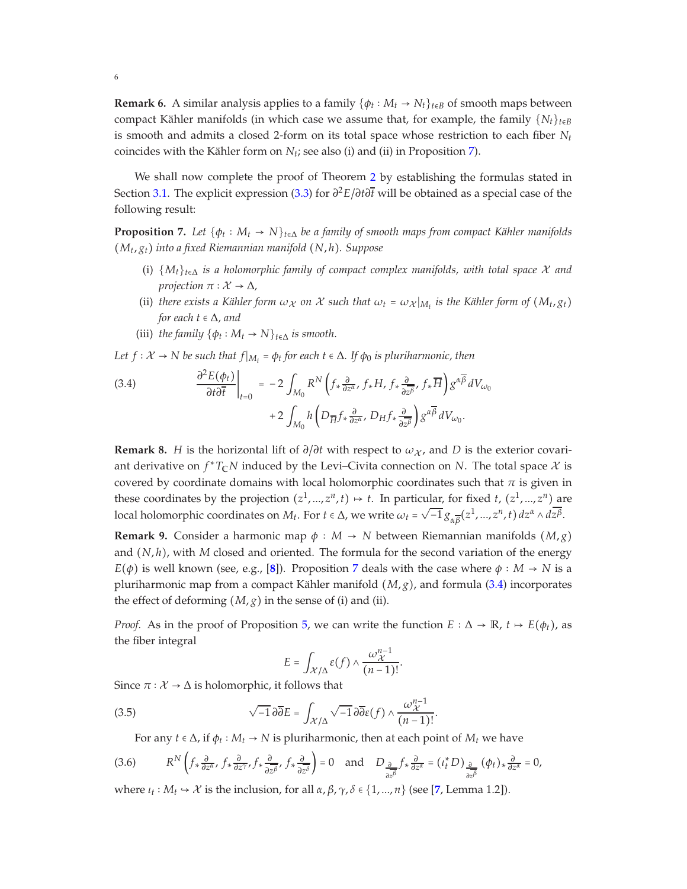**Remark 6.** A similar analysis applies to a family $\{\phi_t : M_t \to N_t\}_{t\in B}$ of smooth maps between compact Kähler manifolds (in which case we assume that, for example, the family $\{N_t\}_{t\in B}$ is smooth and admits a closed 2-form on its total space whose restriction to each fiber $N_t$ coincides with the Kähler form on $N_t$; see also (i) and (ii) in Proposition 7).

We shall now complete the proof of Theorem 2 by establishing the formulas stated in Section 3.1. The explicit expression (3.3) for $\partial^2 E/\partial t\partial\bar{t}$ will be obtained as a special case of the following result:

**Proposition 7.** *Let $\{\phi_t : M_t \to N\}_{t\in\Delta}$ be a family of smooth maps from compact Kähler manifolds $(M_t, g_t)$ into a fixed Riemannian manifold $(N, h)$. Suppose*

- (i) *$\{M_t\}_{t\in\Delta}$ is a holomorphic family of compact complex manifolds, with total space $\mathcal{X}$ and projection $\pi : \mathcal{X} \to \Delta$,*
- (ii) *there exists a Kähler form $\omega_{\mathcal{X}}$ on $\mathcal{X}$ such that $\omega_t = \omega_{\mathcal{X}}|_{M_t}$ is the Kähler form of $(M_t, g_t)$ for each $t \in \Delta$, and*
- (iii) *the family $\{\phi_t : M_t \to N\}_{t\in\Delta}$ is smooth.*

*Let $f : \mathcal{X} \to N$ be such that $f|_{M_t} = \phi_t$ for each $t \in \Delta$. If $\phi_0$ is pluriharmonic, then*

$$
\left.\frac{\partial^2 E(\phi_t)}{\partial t\partial\bar{t}}\right|_{t=0} = -2\int_{M_0} R^N\left(f_*\tfrac{\partial}{\partial z^\alpha}, f_*H, f_*\tfrac{\partial}{\partial \overline{z^\beta}}, f_*\overline{H}\right) g^{\alpha\overline{\beta}}\, dV_{\omega_0} + 2\int_{M_0} h\left(D_{\overline{H}} f_*\tfrac{\partial}{\partial z^\alpha}, D_H f_*\tfrac{\partial}{\partial \overline{z^\beta}}\right) g^{\alpha\overline{\beta}}\, dV_{\omega_0}. \tag{3.4}
$$

**Remark 8.** $H$ is the horizontal lift of $\partial/\partial t$ with respect to $\omega_{\mathcal{X}}$, and $D$ is the exterior covariant derivative on $f^*T_{\mathbb{C}}N$ induced by the Levi–Civita connection on $N$. The total space $\mathcal{X}$ is covered by coordinate domains with local holomorphic coordinates such that $\pi$ is given in these coordinates by the projection $(z^1, ..., z^n, t) \mapsto t$. In particular, for fixed $t$, $(z^1, ..., z^n)$ are local holomorphic coordinates on $M_t$. For $t \in \Delta$, we write $\omega_t = \sqrt{-1}\, g_{\alpha\overline{\beta}}(z^1, ..., z^n, t)\, dz^\alpha \wedge d\overline{z^\beta}$.

**Remark 9.** Consider a harmonic map $\phi : M \to N$ between Riemannian manifolds $(M, g)$ and $(N, h)$, with $M$ closed and oriented. The formula for the second variation of the energy $E(\phi)$ is well known (see, e.g., [8]). Proposition 7 deals with the case where $\phi : M \to N$ is a pluriharmonic map from a compact Kähler manifold $(M, g)$, and formula (3.4) incorporates the effect of deforming $(M, g)$ in the sense of (i) and (ii).

*Proof.* As in the proof of Proposition 5, we can write the function $E : \Delta \to \mathbb{R}$, $t \mapsto E(\phi_t)$, as the fiber integral

$$
E = \int_{\mathcal{X}/\Delta} \varepsilon(f) \wedge \frac{\omega_{\mathcal{X}}^{n-1}}{(n-1)!}.
$$

Since $\pi : \mathcal{X} \to \Delta$ is holomorphic, it follows that

$$
\sqrt{-1}\,\partial\overline{\partial} E = \int_{\mathcal{X}/\Delta} \sqrt{-1}\,\partial\overline{\partial}\varepsilon(f) \wedge \frac{\omega_{\mathcal{X}}^{n-1}}{(n-1)!}. \tag{3.5}
$$

For any $t \in \Delta$, if $\phi_t : M_t \to N$ is pluriharmonic, then at each point of $M_t$ we have

$$
R^N\left(f_*\tfrac{\partial}{\partial z^\alpha}, f_*\tfrac{\partial}{\partial \overline{z^\gamma}}, f_*\tfrac{\partial}{\partial \overline{z^\beta}}, f_*\tfrac{\partial}{\partial z^\delta}\right) = 0 \quad \text{and} \quad D_{\frac{\partial}{\partial \overline{z^\beta}}} f_*\tfrac{\partial}{\partial z^\alpha} = (\iota_t^* D)_{\frac{\partial}{\partial \overline{z^\beta}}} (\phi_t)_*\tfrac{\partial}{\partial z^\alpha} = 0, \tag{3.6}
$$

where $\iota_t : M_t \hookrightarrow \mathcal{X}$ is the inclusion, for all $\alpha, \beta, \gamma, \delta \in \{1, ..., n\}$ (see [7, Lemma 1.2]).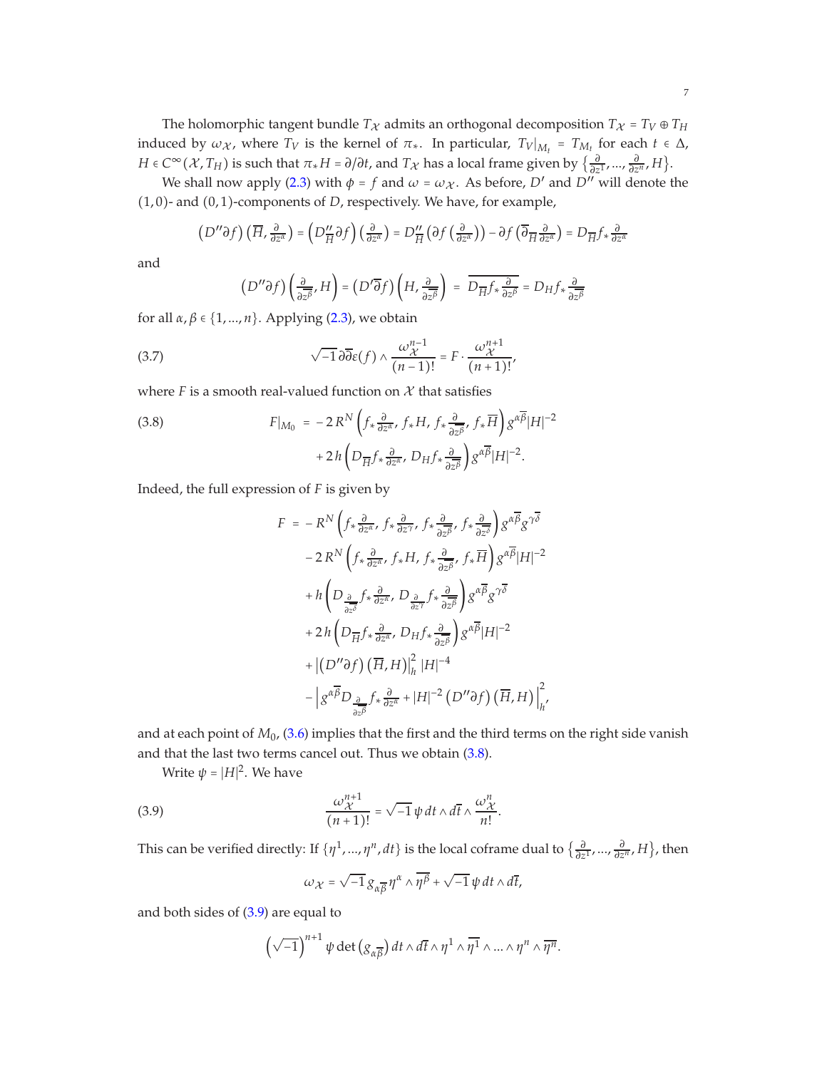The holomorphic tangent bundle $T_{\mathcal{X}}$ admits an orthogonal decomposition $T_{\mathcal{X}} = T_V \oplus T_H$ induced by $\omega_{\mathcal{X}}$, where $T_V$ is the kernel of $\pi_*$. In particular, $T_V|_{M_t} = T_{M_t}$ for each $t \in \Delta$, $H \in C^\infty(\mathcal{X}, T_H)$ is such that $\pi_* H = \partial/\partial t$, and $T_{\mathcal{X}}$ has a local frame given by $\left\{\frac{\partial}{\partial z^1}, ..., \frac{\partial}{\partial z^n}, H\right\}$.

We shall now apply (2.3) with $\phi = f$ and $\omega = \omega_{\mathcal{X}}$. As before, $D'$ and $D''$ will denote the $(1,0)$- and $(0,1)$-components of $D$, respectively. We have, for example,

$$\left(D''\partial f\right)\left(\overline{H}, \tfrac{\partial}{\partial z^\alpha}\right) = \left(D''_{\overline{H}}\partial f\right)\left(\tfrac{\partial}{\partial z^\alpha}\right) = D''_{\overline{H}}\left(\partial f\left(\tfrac{\partial}{\partial z^\alpha}\right)\right) - \partial f\left(\overline{\partial}_{\overline{H}}\tfrac{\partial}{\partial z^\alpha}\right) = D_{\overline{H}} f_* \tfrac{\partial}{\partial z^\alpha}$$

and

$$\left(D''\partial f\right)\left(\tfrac{\partial}{\partial \overline{z^\beta}}, H\right) = \left(D'\overline{\partial} f\right)\left(H, \tfrac{\partial}{\partial \overline{z^\beta}}\right) = \overline{D_{\overline{H}} f_* \tfrac{\partial}{\partial z^\beta}} = D_H f_* \tfrac{\partial}{\partial \overline{z^\beta}}$$

for all $\alpha, \beta \in \{1, ..., n\}$. Applying (2.3), we obtain

$$\sqrt{-1}\,\partial\overline{\partial}\varepsilon(f) \wedge \frac{\omega_{\mathcal{X}}^{n-1}}{(n-1)!} = F \cdot \frac{\omega_{\mathcal{X}}^{n+1}}{(n+1)!}, \tag{3.7}$$

where $F$ is a smooth real-valued function on $\mathcal{X}$ that satisfies

$$\begin{aligned} F|_{M_0} \;=\; & -2\,R^N\left(f_* \tfrac{\partial}{\partial z^\alpha},\, f_* H,\, f_* \tfrac{\partial}{\partial \overline{z^\beta}},\, f_* \overline{H}\right) g^{\alpha\overline{\beta}} |H|^{-2} \\ & + 2\,h\left(D_{\overline{H}} f_* \tfrac{\partial}{\partial z^\alpha},\, D_H f_* \tfrac{\partial}{\partial \overline{z^\beta}}\right) g^{\alpha\overline{\beta}} |H|^{-2}. \end{aligned} \tag{3.8}$$

Indeed, the full expression of $F$ is given by

$$\begin{aligned} F \;=\; & -R^N\left(f_* \tfrac{\partial}{\partial z^\alpha},\, f_* \tfrac{\partial}{\partial z^\gamma},\, f_* \tfrac{\partial}{\partial \overline{z^\beta}},\, f_* \tfrac{\partial}{\partial \overline{z^\delta}}\right) g^{\alpha\overline{\beta}} g^{\gamma\overline{\delta}} \\ & - 2\,R^N\left(f_* \tfrac{\partial}{\partial z^\alpha},\, f_* H,\, f_* \tfrac{\partial}{\partial \overline{z^\beta}},\, f_* \overline{H}\right) g^{\alpha\overline{\beta}} |H|^{-2} \\ & + h\left(D_{\frac{\partial}{\partial \overline{z^\delta}}} f_* \tfrac{\partial}{\partial z^\alpha},\, D_{\frac{\partial}{\partial z^\gamma}} f_* \tfrac{\partial}{\partial \overline{z^\beta}}\right) g^{\alpha\overline{\beta}} g^{\gamma\overline{\delta}} \\ & + 2\,h\left(D_{\overline{H}} f_* \tfrac{\partial}{\partial z^\alpha},\, D_H f_* \tfrac{\partial}{\partial \overline{z^\beta}}\right) g^{\alpha\overline{\beta}} |H|^{-2} \\ & + \left|\left(D''\partial f\right)\left(\overline{H}, H\right)\right|_h^2 |H|^{-4} \\ & - \left| g^{\alpha\overline{\beta}} D_{\frac{\partial}{\partial \overline{z^\beta}}} f_* \tfrac{\partial}{\partial z^\alpha} + |H|^{-2}\left(D''\partial f\right)\left(\overline{H}, H\right)\right|_h^2, \end{aligned}$$

and at each point of $M_0$, (3.6) implies that the first and the third terms on the right side vanish and that the last two terms cancel out. Thus we obtain (3.8).

Write $\psi = |H|^2$. We have

$$\frac{\omega_{\mathcal{X}}^{n+1}}{(n+1)!} = \sqrt{-1}\,\psi\, dt \wedge d\overline{t} \wedge \frac{\omega_{\mathcal{X}}^n}{n!}. \tag{3.9}$$

This can be verified directly: If $\{\eta^1, ..., \eta^n, dt\}$ is the local coframe dual to $\left\{\frac{\partial}{\partial z^1}, ..., \frac{\partial}{\partial z^n}, H\right\}$, then

$$\omega_{\mathcal{X}} = \sqrt{-1}\, g_{\alpha\overline{\beta}}\, \eta^\alpha \wedge \overline{\eta^\beta} + \sqrt{-1}\,\psi\, dt \wedge d\overline{t},$$

and both sides of (3.9) are equal to

$$\left(\sqrt{-1}\right)^{n+1} \psi \det\left(g_{\alpha\overline{\beta}}\right) dt \wedge d\overline{t} \wedge \eta^1 \wedge \overline{\eta^1} \wedge ... \wedge \eta^n \wedge \overline{\eta^n}.$$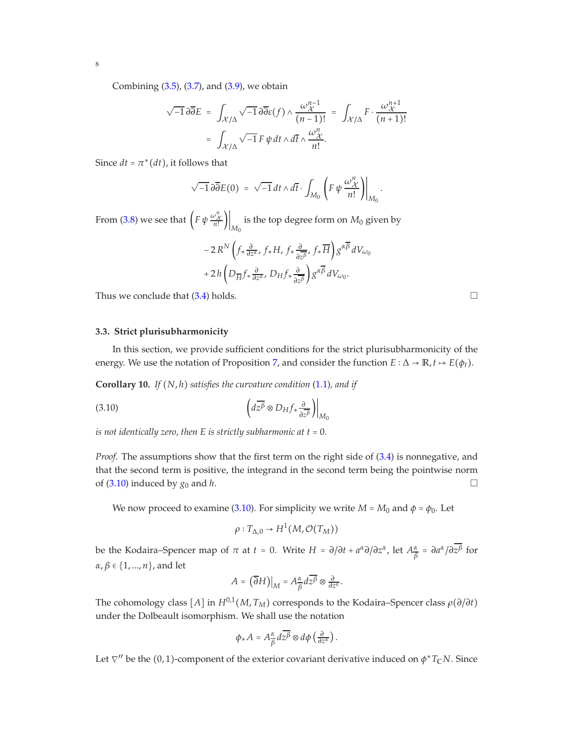Combining (3.5), (3.7), and (3.9), we obtain

$$\sqrt{-1}\,\partial\bar\partial E \;=\; \int_{\mathcal{X}/\Delta} \sqrt{-1}\,\partial\bar\partial\varepsilon(f) \wedge \frac{\omega_{\mathcal{X}}^{n-1}}{(n-1)!} \;=\; \int_{\mathcal{X}/\Delta} F \cdot \frac{\omega_{\mathcal{X}}^{n+1}}{(n+1)!}$$
$$= \int_{\mathcal{X}/\Delta} \sqrt{-1}\,F\,\psi\,dt \wedge d\bar t \wedge \frac{\omega_{\mathcal{X}}^{n}}{n!}.$$

Since $dt = \pi^*(dt)$, it follows that

$$\sqrt{-1}\,\partial\bar\partial E(0) \;=\; \sqrt{-1}\,dt \wedge d\bar t \cdot \int_{M_0} \left( F\,\psi\,\frac{\omega_{\mathcal{X}}^{n}}{n!}\right)\Big|_{M_0}.$$

From (3.8) we see that $\left( F\,\psi\,\frac{\omega_{\mathcal{X}}^{n}}{n!}\right)\Big|_{M_0}$ is the top degree form on $M_0$ given by

$$-2\,R^N\left(f_*\tfrac{\partial}{\partial z^\alpha},\, f_*H,\, f_*\tfrac{\partial}{\partial \overline{z^\beta}},\, f_*\overline{H}\right) g^{\alpha\overline{\beta}}\,dV_{\omega_0}$$
$$+\,2\,h\left(D_{\overline{H}} f_*\tfrac{\partial}{\partial z^\alpha},\, D_H f_*\tfrac{\partial}{\partial \overline{z^\beta}}\right) g^{\alpha\overline{\beta}}\,dV_{\omega_0}.$$

Thus we conclude that (3.4) holds. □

### 3.3. Strict plurisubharmonicity

In this section, we provide sufficient conditions for the strict plurisubharmonicity of the energy. We use the notation of Proposition 7, and consider the function $E : \Delta \to \mathbb{R}, t \mapsto E(\phi_t)$.

**Corollary 10.** *If $(N, h)$ satisfies the curvature condition (1.1), and if*

$$\left( d\overline{z^\beta} \otimes D_H f_* \tfrac{\partial}{\partial \overline{z^\beta}} \right)\Big|_{M_0} \tag{3.10}$$

*is not identically zero, then $E$ is strictly subharmonic at $t = 0$.*

*Proof.* The assumptions show that the first term on the right side of (3.4) is nonnegative, and that the second term is positive, the integrand in the second term being the pointwise norm of (3.10) induced by $g_0$ and $h$. □

We now proceed to examine (3.10). For simplicity we write $M = M_0$ and $\phi = \phi_0$. Let

$$\rho : T_{\Delta,0} \to H^1(M, \mathcal{O}(T_M))$$

be the Kodaira–Spencer map of $\pi$ at $t = 0$. Write $H = \partial/\partial t + a^\alpha \partial/\partial z^\alpha$, let $A^\alpha_{\overline{\beta}} = \partial a^\alpha/\partial \overline{z^\beta}$ for $\alpha, \beta \in \{1, \dots, n\}$, and let

$$A = \left(\bar\partial H\right)\big|_M = A^\alpha_{\overline{\beta}}\, d\overline{z^\beta} \otimes \tfrac{\partial}{\partial z^\alpha}.$$

The cohomology class $[A]$ in $H^{0,1}(M, T_M)$ corresponds to the Kodaira–Spencer class $\rho(\partial/\partial t)$ under the Dolbeault isomorphism. We shall use the notation

$$\phi_* A = A^\alpha_{\overline{\beta}}\, d\overline{z^\beta} \otimes d\phi\left(\tfrac{\partial}{\partial z^\alpha}\right).$$

Let $\nabla''$ be the $(0,1)$-component of the exterior covariant derivative induced on $\phi^* T_{\mathbb{C}} N$. Since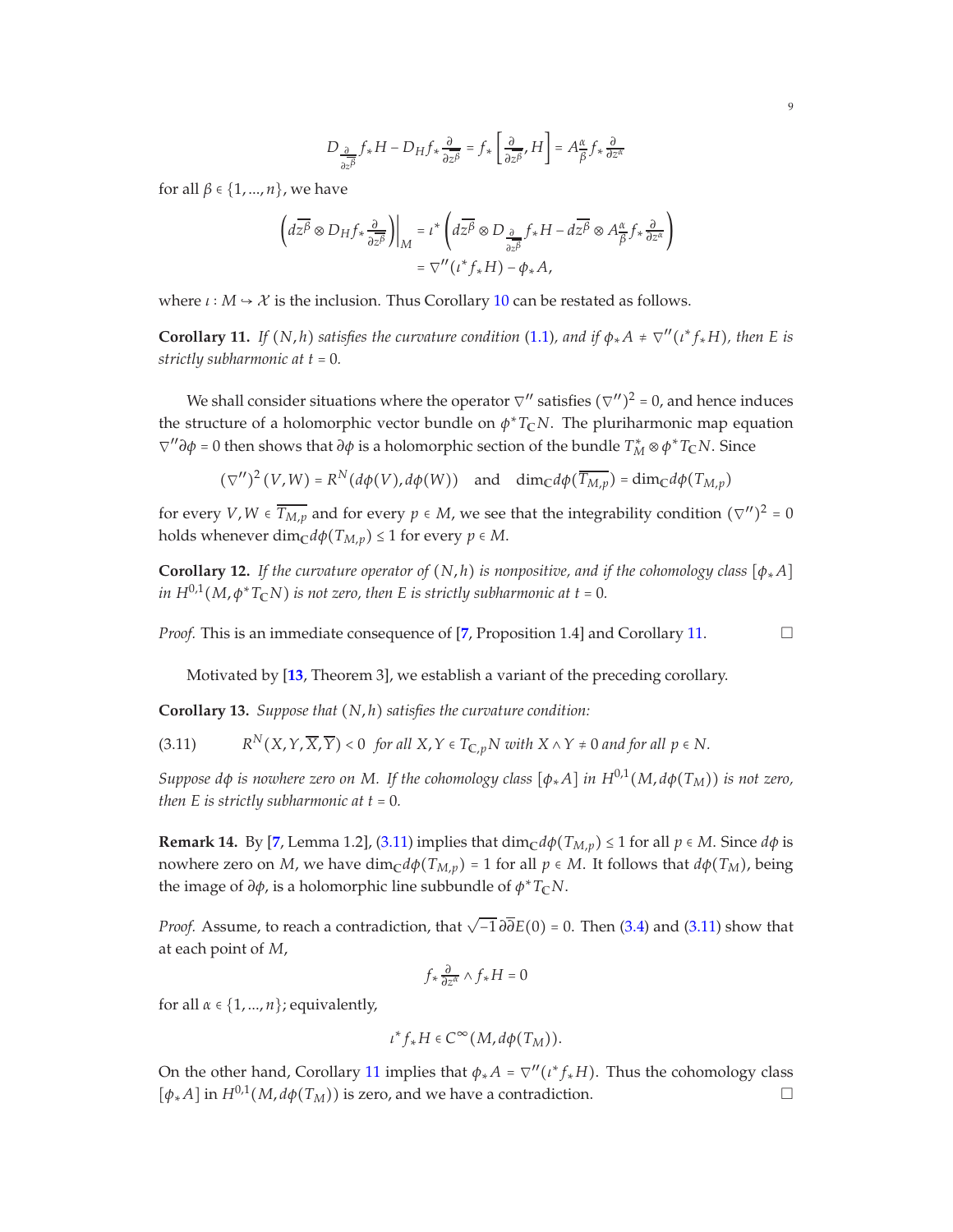$$D_{\frac{\partial}{\partial \overline{z^\beta}}} f_* H - D_H f_* \frac{\partial}{\partial \overline{z^\beta}} = f_* \left[ \frac{\partial}{\partial \overline{z^\beta}}, H \right] = A^\alpha_{\overline{\beta}} f_* \frac{\partial}{\partial z^\alpha}$$

for all $\beta \in \{1, ..., n\}$, we have

$$\left( d\overline{z^\beta} \otimes D_H f_* \frac{\partial}{\partial \overline{z^\beta}} \right)\Big|_M = \iota^* \left( d\overline{z^\beta} \otimes D_{\frac{\partial}{\partial \overline{z^\beta}}} f_* H - d\overline{z^\beta} \otimes A^\alpha_{\overline{\beta}} f_* \frac{\partial}{\partial z^\alpha} \right)$$
$$= \nabla''(\iota^* f_* H) - \phi_* A,$$

where $\iota : M \hookrightarrow \mathcal{X}$ is the inclusion. Thus Corollary 10 can be restated as follows.

**Corollary 11.** *If $(N, h)$ satisfies the curvature condition (1.1), and if $\phi_* A \neq \nabla''(\iota^* f_* H)$, then $E$ is strictly subharmonic at $t = 0$.*

We shall consider situations where the operator $\nabla''$ satisfies $(\nabla'')^2 = 0$, and hence induces the structure of a holomorphic vector bundle on $\phi^* T_{\mathbb{C}} N$. The pluriharmonic map equation $\nabla'' \partial \phi = 0$ then shows that $\partial \phi$ is a holomorphic section of the bundle $T^*_M \otimes \phi^* T_{\mathbb{C}} N$. Since

$$(\nabla'')^2 (V, W) = R^N(d\phi(V), d\phi(W)) \quad \text{and} \quad \dim_{\mathbb{C}} d\phi(\overline{T_{M,p}}) = \dim_{\mathbb{C}} d\phi(T_{M,p})$$

for every $V, W \in \overline{T_{M,p}}$ and for every $p \in M$, we see that the integrability condition $(\nabla'')^2 = 0$ holds whenever $\dim_{\mathbb{C}} d\phi(T_{M,p}) \leq 1$ for every $p \in M$.

**Corollary 12.** *If the curvature operator of $(N, h)$ is nonpositive, and if the cohomology class $[\phi_* A]$ in $H^{0,1}(M, \phi^* T_{\mathbb{C}} N)$ is not zero, then $E$ is strictly subharmonic at $t = 0$.*

*Proof.* This is an immediate consequence of [7, Proposition 1.4] and Corollary 11. □

Motivated by [13, Theorem 3], we establish a variant of the preceding corollary.

**Corollary 13.** *Suppose that $(N, h)$ satisfies the curvature condition:*

$$R^N(X, Y, \overline{X}, \overline{Y}) < 0 \quad \text{for all } X, Y \in T_{\mathbb{C},p} N \text{ with } X \wedge Y \neq 0 \text{ and for all } p \in N. \tag{3.11}$$

*Suppose $d\phi$ is nowhere zero on $M$. If the cohomology class $[\phi_* A]$ in $H^{0,1}(M, d\phi(T_M))$ is not zero, then $E$ is strictly subharmonic at $t = 0$.*

**Remark 14.** By [7, Lemma 1.2], (3.11) implies that $\dim_{\mathbb{C}} d\phi(T_{M,p}) \leq 1$ for all $p \in M$. Since $d\phi$ is nowhere zero on $M$, we have $\dim_{\mathbb{C}} d\phi(T_{M,p}) = 1$ for all $p \in M$. It follows that $d\phi(T_M)$, being the image of $\partial \phi$, is a holomorphic line subbundle of $\phi^* T_{\mathbb{C}} N$.

*Proof.* Assume, to reach a contradiction, that $\sqrt{-1} \partial \overline{\partial} E(0) = 0$. Then (3.4) and (3.11) show that at each point of $M$,

$$f_* \tfrac{\partial}{\partial z^\alpha} \wedge f_* H = 0$$

for all $\alpha \in \{1, ..., n\}$; equivalently,

$$\iota^* f_* H \in C^\infty(M, d\phi(T_M)).$$

On the other hand, Corollary 11 implies that $\phi_* A = \nabla''(\iota^* f_* H)$. Thus the cohomology class $[\phi_* A]$ in $H^{0,1}(M, d\phi(T_M))$ is zero, and we have a contradiction. □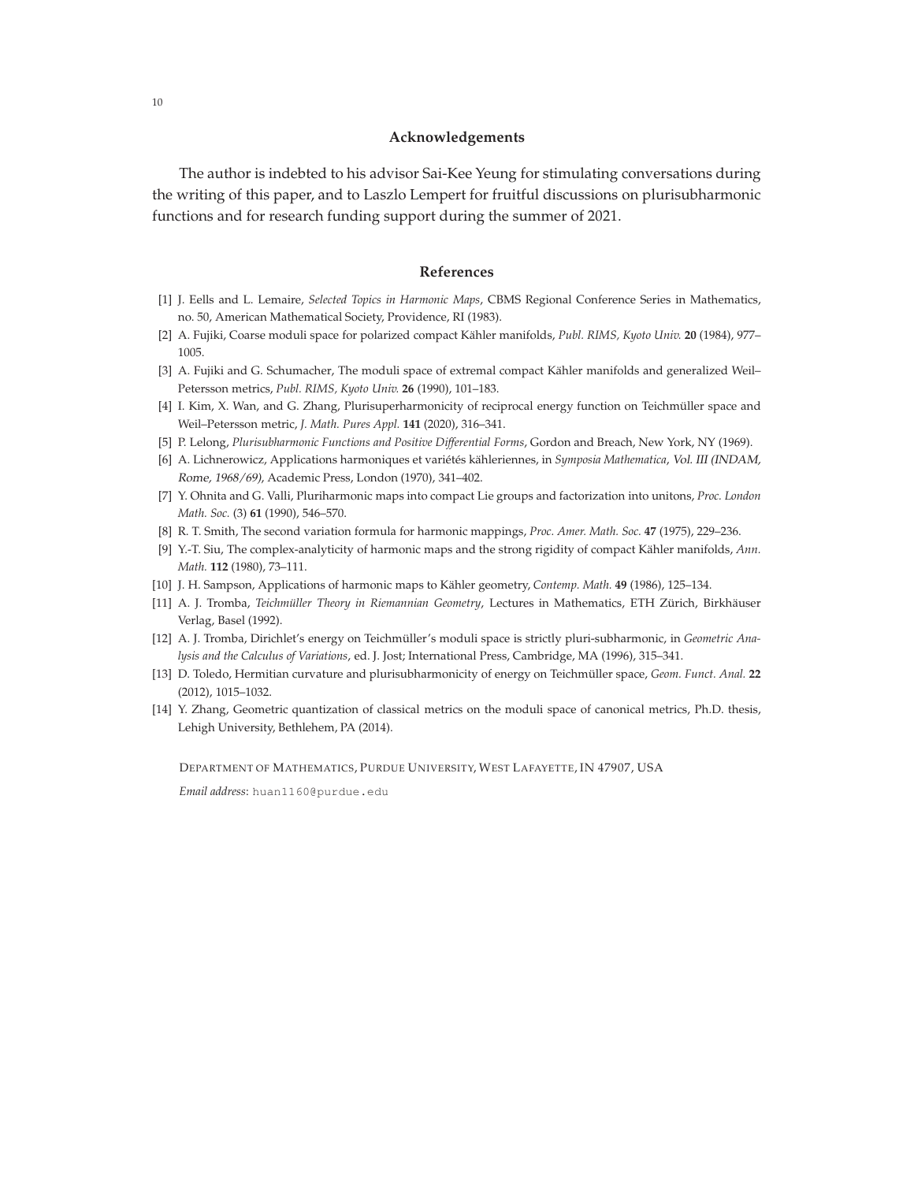## Acknowledgements

The author is indebted to his advisor Sai-Kee Yeung for stimulating conversations during the writing of this paper, and to Laszlo Lempert for fruitful discussions on plurisubharmonic functions and for research funding support during the summer of 2021.

## References

[1] J. Eells and L. Lemaire, *Selected Topics in Harmonic Maps*, CBMS Regional Conference Series in Mathematics, no. 50, American Mathematical Society, Providence, RI (1983).

[2] A. Fujiki, Coarse moduli space for polarized compact Kähler manifolds, *Publ. RIMS, Kyoto Univ.* **20** (1984), 977–1005.

[3] A. Fujiki and G. Schumacher, The moduli space of extremal compact Kähler manifolds and generalized Weil–Petersson metrics, *Publ. RIMS, Kyoto Univ.* **26** (1990), 101–183.

[4] I. Kim, X. Wan, and G. Zhang, Plurisuperharmonicity of reciprocal energy function on Teichmüller space and Weil–Petersson metric, *J. Math. Pures Appl.* **141** (2020), 316–341.

[5] P. Lelong, *Plurisubharmonic Functions and Positive Differential Forms*, Gordon and Breach, New York, NY (1969).

[6] A. Lichnerowicz, Applications harmoniques et variétés kähleriennes, in *Symposia Mathematica, Vol. III (INDAM, Rome, 1968/69)*, Academic Press, London (1970), 341–402.

[7] Y. Ohnita and G. Valli, Pluriharmonic maps into compact Lie groups and factorization into unitons, *Proc. London Math. Soc.* (3) **61** (1990), 546–570.

[8] R. T. Smith, The second variation formula for harmonic mappings, *Proc. Amer. Math. Soc.* **47** (1975), 229–236.

[9] Y.-T. Siu, The complex-analyticity of harmonic maps and the strong rigidity of compact Kähler manifolds, *Ann. Math.* **112** (1980), 73–111.

[10] J. H. Sampson, Applications of harmonic maps to Kähler geometry, *Contemp. Math.* **49** (1986), 125–134.

[11] A. J. Tromba, *Teichmüller Theory in Riemannian Geometry*, Lectures in Mathematics, ETH Zürich, Birkhäuser Verlag, Basel (1992).

[12] A. J. Tromba, Dirichlet's energy on Teichmüller's moduli space is strictly pluri-subharmonic, in *Geometric Analysis and the Calculus of Variations*, ed. J. Jost; International Press, Cambridge, MA (1996), 315–341.

[13] D. Toledo, Hermitian curvature and plurisubharmonicity of energy on Teichmüller space, *Geom. Funct. Anal.* **22** (2012), 1015–1032.

[14] Y. Zhang, Geometric quantization of classical metrics on the moduli space of canonical metrics, Ph.D. thesis, Lehigh University, Bethlehem, PA (2014).

DEPARTMENT OF MATHEMATICS, PURDUE UNIVERSITY, WEST LAFAYETTE, IN 47907, USA

*Email address*: huan1160@purdue.edu